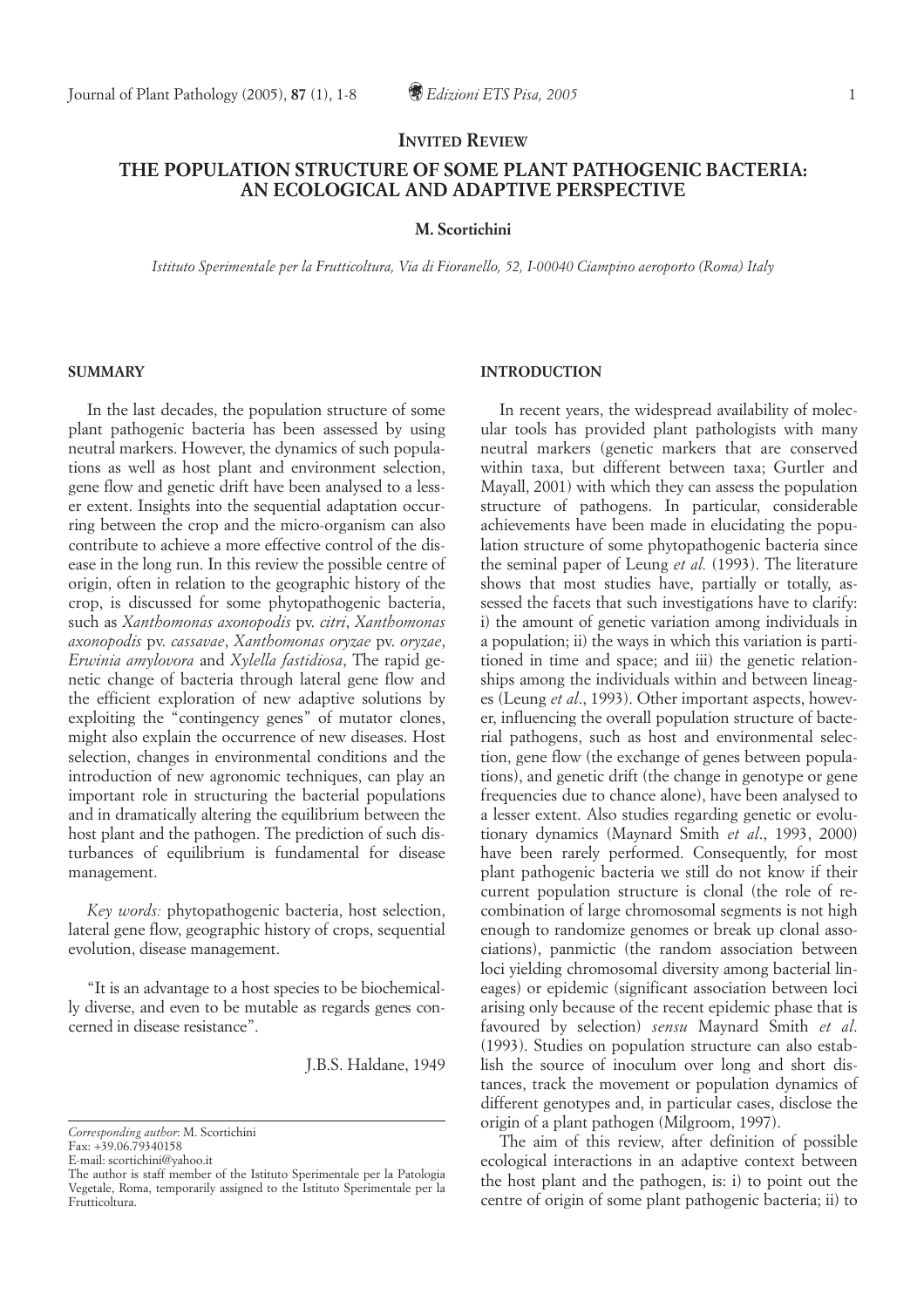INVITED REVIEW

# THE POPULATION STRUCTURE OF SOME PLANT PATHOGENIC BACTERIA: AN ECOLOGICAL AND ADAPTIVE PERSPECTIVE

**M. Scortichini**

*Istituto Sperimentale per la Frutticoltura, Via di Fioranello, 52, I-00040 Ciampino aeroporto (Roma) Italy*

## SUMMARY

In the last decades, the population structure of some plant pathogenic bacteria has been assessed by using neutral markers. However, the dynamics of such populations as well as host plant and environment selection, gene flow and genetic drift have been analysed to a lesser extent. Insights into the sequential adaptation occurring between the crop and the micro-organism can also contribute to achieve a more effective control of the disease in the long run. In this review the possible centre of origin, often in relation to the geographic history of the crop, is discussed for some phytopathogenic bacteria, such as *Xanthomonas axonopodis* pv. *citri*, *Xanthomonas axonopodis* pv. *cassavae*, *Xanthomonas oryzae* pv. *oryzae*, *Erwinia amylovora* and *Xylella fastidiosa*, The rapid genetic change of bacteria through lateral gene flow and the efficient exploration of new adaptive solutions by exploiting the "contingency genes" of mutator clones, might also explain the occurrence of new diseases. Host selection, changes in environmental conditions and the introduction of new agronomic techniques, can play an important role in structuring the bacterial populations and in dramatically altering the equilibrium between the host plant and the pathogen. The prediction of such disturbances of equilibrium is fundamental for disease management.

*Key words:* phytopathogenic bacteria, host selection, lateral gene flow, geographic history of crops, sequential evolution, disease management.

"It is an advantage to a host species to be biochemically diverse, and even to be mutable as regards genes concerned in disease resistance".

J.B.S. Haldane, 1949

## INTRODUCTION

In recent years, the widespread availability of molecular tools has provided plant pathologists with many neutral markers (genetic markers that are conserved within taxa, but different between taxa; Gurtler and Mayall, 2001) with which they can assess the population structure of pathogens. In particular, considerable achievements have been made in elucidating the population structure of some phytopathogenic bacteria since the seminal paper of Leung *et al.* (1993). The literature shows that most studies have, partially or totally, assessed the facets that such investigations have to clarify: i) the amount of genetic variation among individuals in a population; ii) the ways in which this variation is partitioned in time and space; and iii) the genetic relationships among the individuals within and between lineages (Leung *et al*., 1993). Other important aspects, however, influencing the overall population structure of bacterial pathogens, such as host and environmental selection, gene flow (the exchange of genes between populations), and genetic drift (the change in genotype or gene frequencies due to chance alone), have been analysed to a lesser extent. Also studies regarding genetic or evolutionary dynamics (Maynard Smith *et al*., 1993, 2000) have been rarely performed. Consequently, for most plant pathogenic bacteria we still do not know if their current population structure is clonal (the role of recombination of large chromosomal segments is not high enough to randomize genomes or break up clonal associations), panmictic (the random association between loci yielding chromosomal diversity among bacterial lineages) or epidemic (significant association between loci arising only because of the recent epidemic phase that is favoured by selection) *sensu* Maynard Smith *et al.* (1993). Studies on population structure can also establish the source of inoculum over long and short distances, track the movement or population dynamics of different genotypes and, in particular cases, disclose the origin of a plant pathogen (Milgroom, 1997).

The aim of this review, after definition of possible ecological interactions in an adaptive context between the host plant and the pathogen, is: i) to point out the centre of origin of some plant pathogenic bacteria; ii) to

*Corresponding author*: M. Scortichini
Fax: +39.06.79340158
E-mail: scortichini@yahoo.it
The author is staff member of the Istituto Sperimentale per la Patologia Vegetale, Roma, temporarily assigned to the Istituto Sperimentale per la Frutticoltura.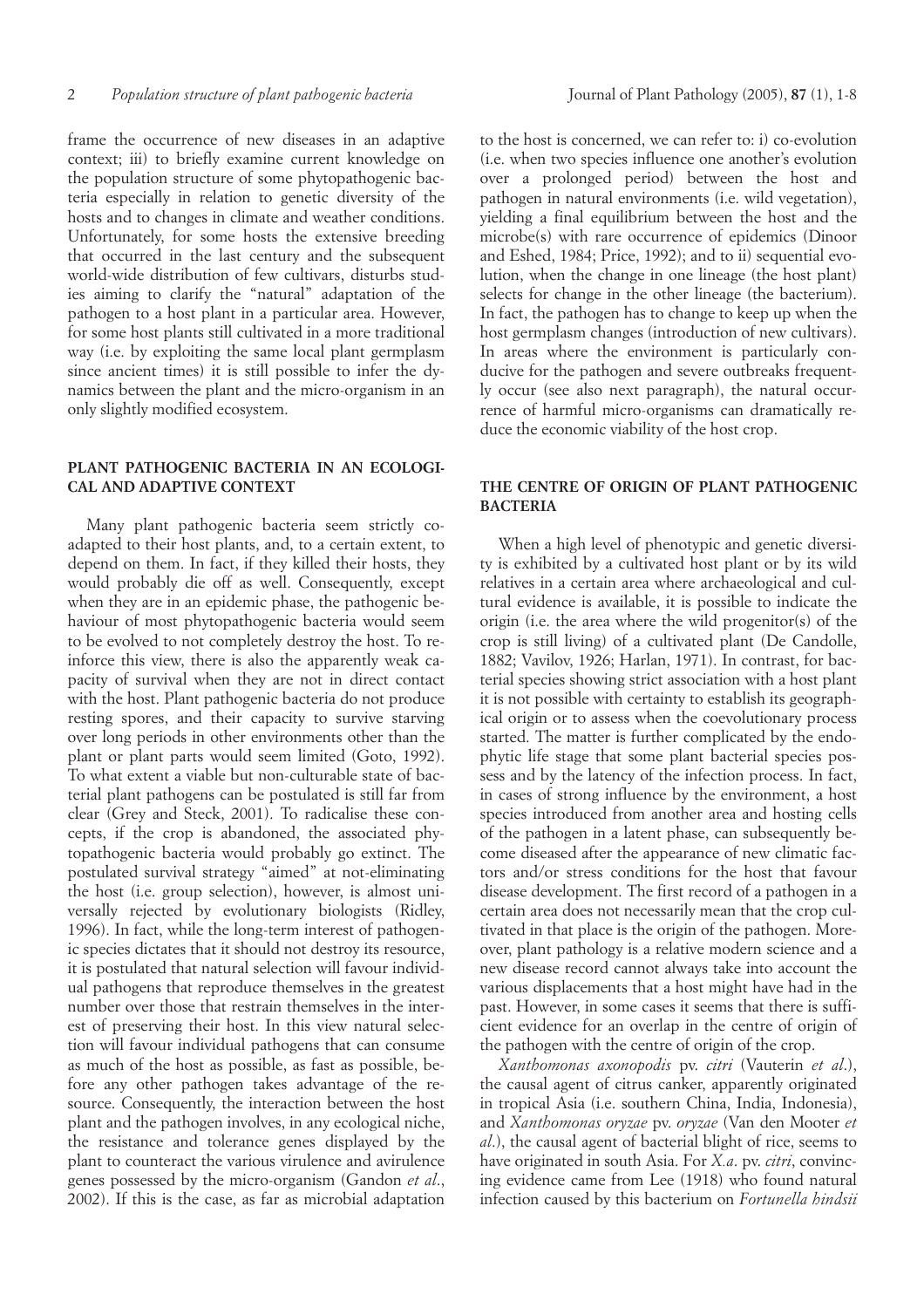frame the occurrence of new diseases in an adaptive context; iii) to briefly examine current knowledge on the population structure of some phytopathogenic bacteria especially in relation to genetic diversity of the hosts and to changes in climate and weather conditions. Unfortunately, for some hosts the extensive breeding that occurred in the last century and the subsequent world-wide distribution of few cultivars, disturbs studies aiming to clarify the "natural" adaptation of the pathogen to a host plant in a particular area. However, for some host plants still cultivated in a more traditional way (i.e. by exploiting the same local plant germplasm since ancient times) it is still possible to infer the dynamics between the plant and the micro-organism in an only slightly modified ecosystem.

## PLANT PATHOGENIC BACTERIA IN AN ECOLOGICAL AND ADAPTIVE CONTEXT

Many plant pathogenic bacteria seem strictly coadapted to their host plants, and, to a certain extent, to depend on them. In fact, if they killed their hosts, they would probably die off as well. Consequently, except when they are in an epidemic phase, the pathogenic behaviour of most phytopathogenic bacteria would seem to be evolved to not completely destroy the host. To reinforce this view, there is also the apparently weak capacity of survival when they are not in direct contact with the host. Plant pathogenic bacteria do not produce resting spores, and their capacity to survive starving over long periods in other environments other than the plant or plant parts would seem limited (Goto, 1992). To what extent a viable but non-culturable state of bacterial plant pathogens can be postulated is still far from clear (Grey and Steck, 2001). To radicalise these concepts, if the crop is abandoned, the associated phytopathogenic bacteria would probably go extinct. The postulated survival strategy "aimed" at not-eliminating the host (i.e. group selection), however, is almost universally rejected by evolutionary biologists (Ridley, 1996). In fact, while the long-term interest of pathogenic species dictates that it should not destroy its resource, it is postulated that natural selection will favour individual pathogens that reproduce themselves in the greatest number over those that restrain themselves in the interest of preserving their host. In this view natural selection will favour individual pathogens that can consume as much of the host as possible, as fast as possible, before any other pathogen takes advantage of the resource. Consequently, the interaction between the host plant and the pathogen involves, in any ecological niche, the resistance and tolerance genes displayed by the plant to counteract the various virulence and avirulence genes possessed by the micro-organism (Gandon *et al*., 2002). If this is the case, as far as microbial adaptation to the host is concerned, we can refer to: i) co-evolution (i.e. when two species influence one another's evolution over a prolonged period) between the host and pathogen in natural environments (i.e. wild vegetation), yielding a final equilibrium between the host and the microbe(s) with rare occurrence of epidemics (Dinoor and Eshed, 1984; Price, 1992); and to ii) sequential evolution, when the change in one lineage (the host plant) selects for change in the other lineage (the bacterium). In fact, the pathogen has to change to keep up when the host germplasm changes (introduction of new cultivars). In areas where the environment is particularly conducive for the pathogen and severe outbreaks frequently occur (see also next paragraph), the natural occurrence of harmful micro-organisms can dramatically reduce the economic viability of the host crop.

## THE CENTRE OF ORIGIN OF PLANT PATHOGENIC BACTERIA

When a high level of phenotypic and genetic diversity is exhibited by a cultivated host plant or by its wild relatives in a certain area where archaeological and cultural evidence is available, it is possible to indicate the origin (i.e. the area where the wild progenitor(s) of the crop is still living) of a cultivated plant (De Candolle, 1882; Vavilov, 1926; Harlan, 1971). In contrast, for bacterial species showing strict association with a host plant it is not possible with certainty to establish its geographical origin or to assess when the coevolutionary process started. The matter is further complicated by the endophytic life stage that some plant bacterial species possess and by the latency of the infection process. In fact, in cases of strong influence by the environment, a host species introduced from another area and hosting cells of the pathogen in a latent phase, can subsequently become diseased after the appearance of new climatic factors and/or stress conditions for the host that favour disease development. The first record of a pathogen in a certain area does not necessarily mean that the crop cultivated in that place is the origin of the pathogen. Moreover, plant pathology is a relative modern science and a new disease record cannot always take into account the various displacements that a host might have had in the past. However, in some cases it seems that there is sufficient evidence for an overlap in the centre of origin of the pathogen with the centre of origin of the crop.

*Xanthomonas axonopodis* pv. *citri* (Vauterin *et al*.), the causal agent of citrus canker, apparently originated in tropical Asia (i.e. southern China, India, Indonesia), and *Xanthomonas oryzae* pv. *oryzae* (Van den Mooter *et al*.), the causal agent of bacterial blight of rice, seems to have originated in south Asia. For *X.a*. pv. *citri*, convincing evidence came from Lee (1918) who found natural infection caused by this bacterium on *Fortunella hindsii*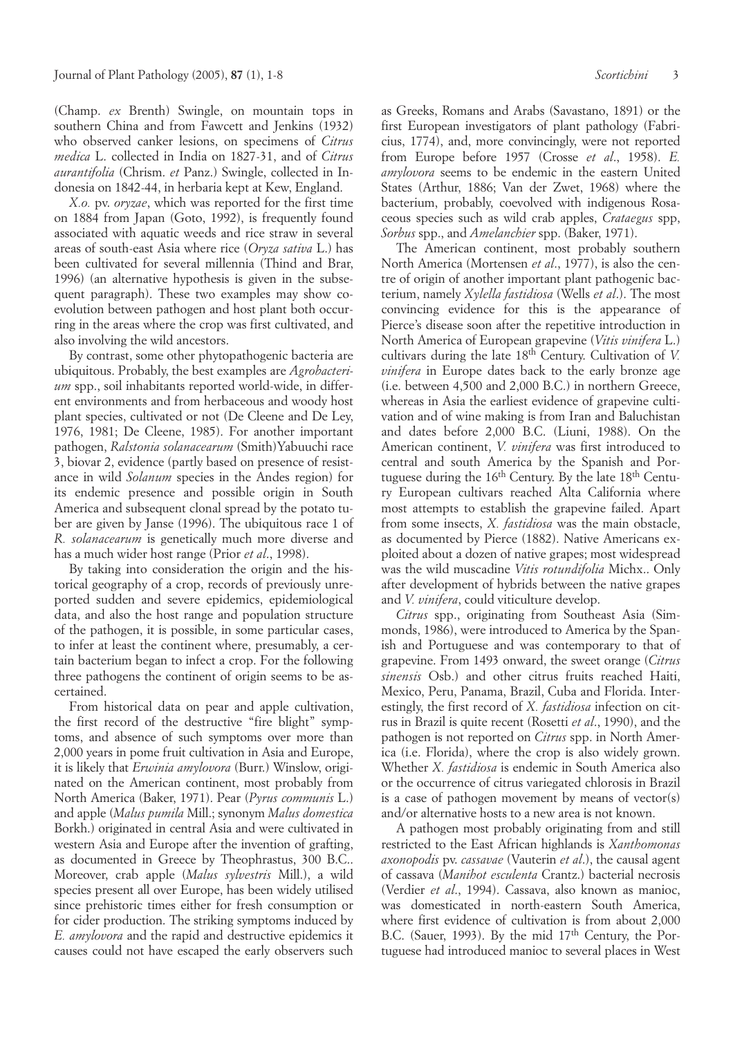(Champ. *ex* Brenth) Swingle, on mountain tops in southern China and from Fawcett and Jenkins (1932) who observed canker lesions, on specimens of *Citrus medica* L. collected in India on 1827-31, and of *Citrus aurantifolia* (Chrism. *et* Panz.) Swingle, collected in Indonesia on 1842-44, in herbaria kept at Kew, England.

*X.o.* pv. *oryzae*, which was reported for the first time on 1884 from Japan (Goto, 1992), is frequently found associated with aquatic weeds and rice straw in several areas of south-east Asia where rice (*Oryza sativa* L.) has been cultivated for several millennia (Thind and Brar, 1996) (an alternative hypothesis is given in the subsequent paragraph). These two examples may show coevolution between pathogen and host plant both occurring in the areas where the crop was first cultivated, and also involving the wild ancestors.

By contrast, some other phytopathogenic bacteria are ubiquitous. Probably, the best examples are *Agrobacterium* spp., soil inhabitants reported world-wide, in different environments and from herbaceous and woody host plant species, cultivated or not (De Cleene and De Ley, 1976, 1981; De Cleene, 1985). For another important pathogen, *Ralstonia solanacearum* (Smith)Yabuuchi race 3, biovar 2, evidence (partly based on presence of resistance in wild *Solanum* species in the Andes region) for its endemic presence and possible origin in South America and subsequent clonal spread by the potato tuber are given by Janse (1996). The ubiquitous race 1 of *R. solanacearum* is genetically much more diverse and has a much wider host range (Prior *et al*., 1998).

By taking into consideration the origin and the historical geography of a crop, records of previously unreported sudden and severe epidemics, epidemiological data, and also the host range and population structure of the pathogen, it is possible, in some particular cases, to infer at least the continent where, presumably, a certain bacterium began to infect a crop. For the following three pathogens the continent of origin seems to be ascertained.

From historical data on pear and apple cultivation, the first record of the destructive "fire blight" symptoms, and absence of such symptoms over more than 2,000 years in pome fruit cultivation in Asia and Europe, it is likely that *Erwinia amylovora* (Burr.) Winslow, originated on the American continent, most probably from North America (Baker, 1971). Pear (*Pyrus communis* L.) and apple (*Malus pumila* Mill.; synonym *Malus domestica* Borkh.) originated in central Asia and were cultivated in western Asia and Europe after the invention of grafting, as documented in Greece by Theophrastus, 300 B.C.. Moreover, crab apple (*Malus sylvestris* Mill.), a wild species present all over Europe, has been widely utilised since prehistoric times either for fresh consumption or for cider production. The striking symptoms induced by *E. amylovora* and the rapid and destructive epidemics it causes could not have escaped the early observers such as Greeks, Romans and Arabs (Savastano, 1891) or the first European investigators of plant pathology (Fabricius, 1774), and, more convincingly, were not reported from Europe before 1957 (Crosse *et al*., 1958). *E. amylovora* seems to be endemic in the eastern United States (Arthur, 1886; Van der Zwet, 1968) where the bacterium, probably, coevolved with indigenous Rosaceous species such as wild crab apples, *Crataegus* spp, *Sorbus* spp., and *Amelanchier* spp. (Baker, 1971).

The American continent, most probably southern North America (Mortensen *et al*., 1977), is also the centre of origin of another important plant pathogenic bacterium, namely *Xylella fastidiosa* (Wells *et al*.). The most convincing evidence for this is the appearance of Pierce's disease soon after the repetitive introduction in North America of European grapevine (*Vitis vinifera* L.) cultivars during the late 18th Century. Cultivation of *V. vinifera* in Europe dates back to the early bronze age (i.e. between 4,500 and 2,000 B.C.) in northern Greece, whereas in Asia the earliest evidence of grapevine cultivation and of wine making is from Iran and Baluchistan and dates before 2,000 B.C. (Liuni, 1988). On the American continent, *V. vinifera* was first introduced to central and south America by the Spanish and Portuguese during the 16th Century. By the late 18th Century European cultivars reached Alta California where most attempts to establish the grapevine failed. Apart from some insects, *X. fastidiosa* was the main obstacle, as documented by Pierce (1882). Native Americans exploited about a dozen of native grapes; most widespread was the wild muscadine *Vitis rotundifolia* Michx.. Only after development of hybrids between the native grapes and *V. vinifera*, could viticulture develop.

*Citrus* spp., originating from Southeast Asia (Simmonds, 1986), were introduced to America by the Spanish and Portuguese and was contemporary to that of grapevine. From 1493 onward, the sweet orange (*Citrus sinensis* Osb.) and other citrus fruits reached Haiti, Mexico, Peru, Panama, Brazil, Cuba and Florida. Interestingly, the first record of *X. fastidiosa* infection on citrus in Brazil is quite recent (Rosetti *et al*., 1990), and the pathogen is not reported on *Citrus* spp. in North America (i.e. Florida), where the crop is also widely grown. Whether *X. fastidiosa* is endemic in South America also or the occurrence of citrus variegated chlorosis in Brazil is a case of pathogen movement by means of vector(s) and/or alternative hosts to a new area is not known.

A pathogen most probably originating from and still restricted to the East African highlands is *Xanthomonas axonopodis* pv. *cassavae* (Vauterin *et al*.), the causal agent of cassava (*Manihot esculenta* Crantz.) bacterial necrosis (Verdier *et al*., 1994). Cassava, also known as manioc, was domesticated in north-eastern South America, where first evidence of cultivation is from about 2,000 B.C. (Sauer, 1993). By the mid 17th Century, the Portuguese had introduced manioc to several places in West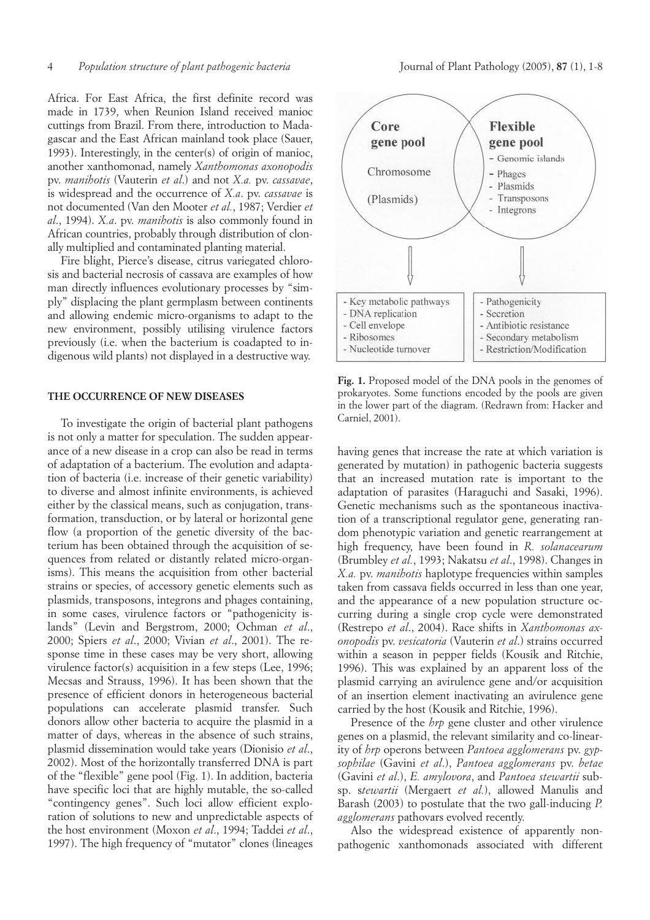Africa. For East Africa, the first definite record was made in 1739, when Reunion Island received manioc cuttings from Brazil. From there, introduction to Madagascar and the East African mainland took place (Sauer, 1993). Interestingly, in the center(s) of origin of manioc, another xanthomonad, namely *Xanthomonas axonopodis* pv. *manihotis* (Vauterin *et al.*) and not *X.a.* pv. *cassavae*, is widespread and the occurrence of *X.a.* pv. *cassavae* is not documented (Van den Mooter *et al.*, 1987; Verdier *et al.*, 1994). *X.a.* pv. *manihotis* is also commonly found in African countries, probably through distribution of clonally multiplied and contaminated planting material.

Fire blight, Pierce's disease, citrus variegated chlorosis and bacterial necrosis of cassava are examples of how man directly influences evolutionary processes by "simply" displacing the plant germplasm between continents and allowing endemic micro-organisms to adapt to the new environment, possibly utilising virulence factors previously (i.e. when the bacterium is coadapted to indigenous wild plants) not displayed in a destructive way.

## THE OCCURRENCE OF NEW DISEASES

To investigate the origin of bacterial plant pathogens is not only a matter for speculation. The sudden appearance of a new disease in a crop can also be read in terms of adaptation of a bacterium. The evolution and adaptation of bacteria (i.e. increase of their genetic variability) to diverse and almost infinite environments, is achieved either by the classical means, such as conjugation, transformation, transduction, or by lateral or horizontal gene flow (a proportion of the genetic diversity of the bacterium has been obtained through the acquisition of sequences from related or distantly related micro-organisms). This means the acquisition from other bacterial strains or species, of accessory genetic elements such as plasmids, transposons, integrons and phages containing, in some cases, virulence factors or "pathogenicity islands" (Levin and Bergstrom, 2000; Ochman *et al.*, 2000; Spiers *et al.*, 2000; Vivian *et al.*, 2001). The response time in these cases may be very short, allowing virulence factor(s) acquisition in a few steps (Lee, 1996; Mecsas and Strauss, 1996). It has been shown that the presence of efficient donors in heterogeneous bacterial populations can accelerate plasmid transfer. Such donors allow other bacteria to acquire the plasmid in a matter of days, whereas in the absence of such strains, plasmid dissemination would take years (Dionisio *et al.*, 2002). Most of the horizontally transferred DNA is part of the "flexible" gene pool (Fig. 1). In addition, bacteria have specific loci that are highly mutable, the so-called "contingency genes". Such loci allow efficient exploration of solutions to new and unpredictable aspects of the host environment (Moxon *et al.*, 1994; Taddei *et al.*, 1997). The high frequency of "mutator" clones (lineages having genes that increase the rate at which variation is generated by mutation) in pathogenic bacteria suggests that an increased mutation rate is important to the adaptation of parasites (Haraguchi and Sasaki, 1996). Genetic mechanisms such as the spontaneous inactivation of a transcriptional regulator gene, generating random phenotypic variation and genetic rearrangement at high frequency, have been found in *R. solanacearum* (Brumbley *et al.*, 1993; Nakatsu *et al.*, 1998). Changes in *X.a.* pv. *manihotis* haplotype frequencies within samples taken from cassava fields occurred in less than one year, and the appearance of a new population structure occurring during a single crop cycle were demonstrated (Restrepo *et al.*, 2004). Race shifts in *Xanthomonas axonopodis* pv. *vesicatoria* (Vauterin *et al.*) strains occurred within a season in pepper fields (Kousik and Ritchie, 1996). This was explained by an apparent loss of the plasmid carrying an avirulence gene and/or acquisition of an insertion element inactivating an avirulence gene carried by the host (Kousik and Ritchie, 1996).

Presence of the *hrp* gene cluster and other virulence genes on a plasmid, the relevant similarity and co-linearity of *hrp* operons between *Pantoea agglomerans* pv. *gypsophilae* (Gavini *et al.*), *Pantoea agglomerans* pv. *betae* (Gavini *et al.*), *E. amylovora*, and *Pantoea stewartii* subsp. *stewartii* (Mergaert *et al.*), allowed Manulis and Barash (2003) to postulate that the two gall-inducing *P. agglomerans* pathovars evolved recently.

Also the widespread existence of apparently non-pathogenic xanthomonads associated with different

| Core gene pool | Flexible gene pool |
|---|---|
| Chromosome<br>(Plasmids) | - Genomic islands<br>- Phages<br>- Plasmids<br>- Transposons<br>- Integrons |
| - Key metabolic pathways<br>- DNA replication<br>- Cell envelope<br>- Ribosomes<br>- Nucleotide turnover | - Pathogenicity<br>- Secretion<br>- Antibiotic resistance<br>- Secondary metabolism<br>- Restriction/Modification |

**Fig. 1.** Proposed model of the DNA pools in the genomes of prokaryotes. Some functions encoded by the pools are given in the lower part of the diagram. (Redrawn from: Hacker and Carniel, 2001).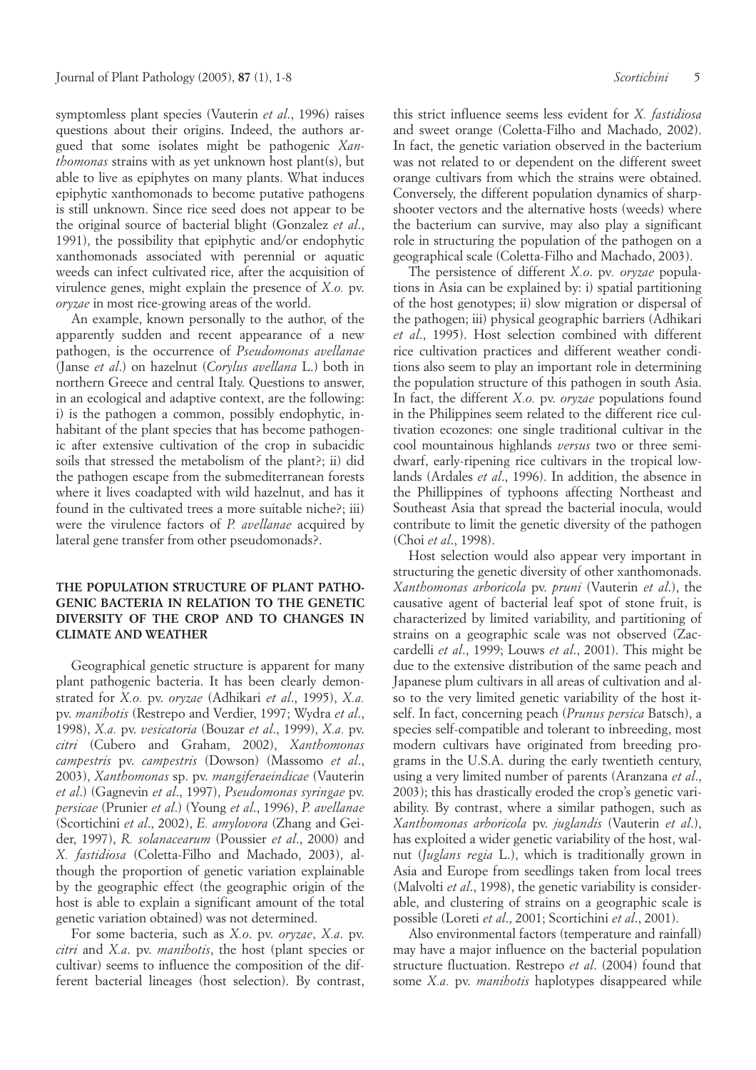symptomless plant species (Vauterin *et al*., 1996) raises questions about their origins. Indeed, the authors argued that some isolates might be pathogenic *Xanthomonas* strains with as yet unknown host plant(s), but able to live as epiphytes on many plants. What induces epiphytic xanthomonads to become putative pathogens is still unknown. Since rice seed does not appear to be the original source of bacterial blight (Gonzalez *et al*., 1991), the possibility that epiphytic and/or endophytic xanthomonads associated with perennial or aquatic weeds can infect cultivated rice, after the acquisition of virulence genes, might explain the presence of *X.o.* pv. *oryzae* in most rice-growing areas of the world.

An example, known personally to the author, of the apparently sudden and recent appearance of a new pathogen, is the occurrence of *Pseudomonas avellanae* (Janse *et al*.) on hazelnut (*Corylus avellana* L.) both in northern Greece and central Italy. Questions to answer, in an ecological and adaptive context, are the following: i) is the pathogen a common, possibly endophytic, inhabitant of the plant species that has become pathogenic after extensive cultivation of the crop in subacidic soils that stressed the metabolism of the plant?; ii) did the pathogen escape from the submediterranean forests where it lives coadapted with wild hazelnut, and has it found in the cultivated trees a more suitable niche?; iii) were the virulence factors of *P. avellanae* acquired by lateral gene transfer from other pseudomonads?.

## THE POPULATION STRUCTURE OF PLANT PATHOGENIC BACTERIA IN RELATION TO THE GENETIC DIVERSITY OF THE CROP AND TO CHANGES IN CLIMATE AND WEATHER

Geographical genetic structure is apparent for many plant pathogenic bacteria. It has been clearly demonstrated for *X.o.* pv. *oryzae* (Adhikari *et al*., 1995), *X.a.* pv. *manihotis* (Restrepo and Verdier, 1997; Wydra *et al*., 1998), *X.a.* pv. *vesicatoria* (Bouzar *et al*., 1999), *X.a.* pv. *citri* (Cubero and Graham, 2002), *Xanthomonas campestris* pv. *campestris* (Dowson) (Massomo *et al*., 2003), *Xanthomonas* sp. pv. *mangiferaeindicae* (Vauterin *et al*.) (Gagnevin *et al*., 1997), *Pseudomonas syringae* pv. *persicae* (Prunier *et al*.) (Young *et al*., 1996), *P. avellanae* (Scortichini *et al*., 2002), *E. amylovora* (Zhang and Geider, 1997), *R. solanacearum* (Poussier *et al*., 2000) and *X. fastidiosa* (Coletta-Filho and Machado, 2003), although the proportion of genetic variation explainable by the geographic effect (the geographic origin of the host is able to explain a significant amount of the total genetic variation obtained) was not determined.

For some bacteria, such as *X.o*. pv. *oryzae*, *X.a*. pv. *citri* and *X.a*. pv. *manihotis*, the host (plant species or cultivar) seems to influence the composition of the different bacterial lineages (host selection). By contrast, this strict influence seems less evident for *X. fastidiosa* and sweet orange (Coletta-Filho and Machado, 2002). In fact, the genetic variation observed in the bacterium was not related to or dependent on the different sweet orange cultivars from which the strains were obtained. Conversely, the different population dynamics of sharpshooter vectors and the alternative hosts (weeds) where the bacterium can survive, may also play a significant role in structuring the population of the pathogen on a geographical scale (Coletta-Filho and Machado, 2003).

The persistence of different *X.o*. pv*. oryzae* populations in Asia can be explained by: i) spatial partitioning of the host genotypes; ii) slow migration or dispersal of the pathogen; iii) physical geographic barriers (Adhikari *et al*., 1995). Host selection combined with different rice cultivation practices and different weather conditions also seem to play an important role in determining the population structure of this pathogen in south Asia. In fact, the different *X.o.* pv. *oryzae* populations found in the Philippines seem related to the different rice cultivation ecozones: one single traditional cultivar in the cool mountainous highlands *versus* two or three semi-dwarf, early-ripening rice cultivars in the tropical lowlands (Ardales *et al*., 1996). In addition, the absence in the Phillippines of typhoons affecting Northeast and Southeast Asia that spread the bacterial inocula, would contribute to limit the genetic diversity of the pathogen (Choi *et al*., 1998).

Host selection would also appear very important in structuring the genetic diversity of other xanthomonads. *Xanthomonas arboricola* pv. *pruni* (Vauterin *et al*.), the causative agent of bacterial leaf spot of stone fruit, is characterized by limited variability, and partitioning of strains on a geographic scale was not observed (Zaccardelli *et al*., 1999; Louws *et al*., 2001). This might be due to the extensive distribution of the same peach and Japanese plum cultivars in all areas of cultivation and also to the very limited genetic variability of the host itself. In fact, concerning peach (*Prunus persica* Batsch), a species self-compatible and tolerant to inbreeding, most modern cultivars have originated from breeding programs in the U.S.A. during the early twentieth century, using a very limited number of parents (Aranzana *et al*., 2003); this has drastically eroded the crop's genetic variability. By contrast, where a similar pathogen, such as *Xanthomonas arboricola* pv. *juglandis* (Vauterin *et al*.), has exploited a wider genetic variability of the host, walnut (*Juglans regia* L.), which is traditionally grown in Asia and Europe from seedlings taken from local trees (Malvolti *et al*., 1998), the genetic variability is considerable, and clustering of strains on a geographic scale is possible (Loreti *et al*., 2001; Scortichini *et al*., 2001).

Also environmental factors (temperature and rainfall) may have a major influence on the bacterial population structure fluctuation. Restrepo *et al*. (2004) found that some *X.a.* pv. *manihotis* haplotypes disappeared while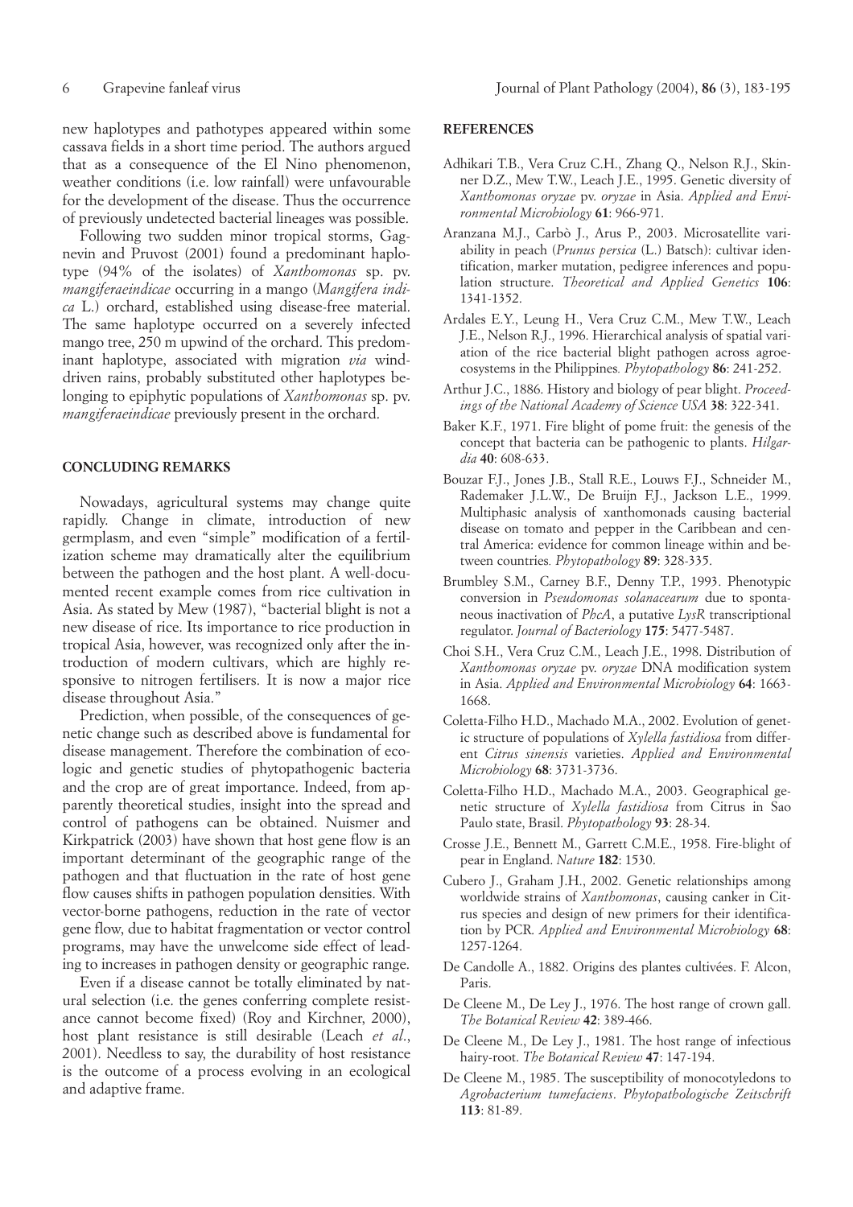new haplotypes and pathotypes appeared within some cassava fields in a short time period. The authors argued that as a consequence of the El Nino phenomenon, weather conditions (i.e. low rainfall) were unfavourable for the development of the disease. Thus the occurrence of previously undetected bacterial lineages was possible.

Following two sudden minor tropical storms, Gagnevin and Pruvost (2001) found a predominant haplotype (94% of the isolates) of *Xanthomonas* sp. pv. *mangiferaeindicae* occurring in a mango (*Mangifera indica* L.) orchard, established using disease-free material. The same haplotype occurred on a severely infected mango tree, 250 m upwind of the orchard. This predominant haplotype, associated with migration *via* wind-driven rains, probably substituted other haplotypes belonging to epiphytic populations of *Xanthomonas* sp. pv. *mangiferaeindicae* previously present in the orchard.

## CONCLUDING REMARKS

Nowadays, agricultural systems may change quite rapidly. Change in climate, introduction of new germplasm, and even "simple" modification of a fertilization scheme may dramatically alter the equilibrium between the pathogen and the host plant. A well-documented recent example comes from rice cultivation in Asia. As stated by Mew (1987), "bacterial blight is not a new disease of rice. Its importance to rice production in tropical Asia, however, was recognized only after the introduction of modern cultivars, which are highly responsive to nitrogen fertilisers. It is now a major rice disease throughout Asia."

Prediction, when possible, of the consequences of genetic change such as described above is fundamental for disease management. Therefore the combination of ecologic and genetic studies of phytopathogenic bacteria and the crop are of great importance. Indeed, from apparently theoretical studies, insight into the spread and control of pathogens can be obtained. Nuismer and Kirkpatrick (2003) have shown that host gene flow is an important determinant of the geographic range of the pathogen and that fluctuation in the rate of host gene flow causes shifts in pathogen population densities. With vector-borne pathogens, reduction in the rate of vector gene flow, due to habitat fragmentation or vector control programs, may have the unwelcome side effect of leading to increases in pathogen density or geographic range.

Even if a disease cannot be totally eliminated by natural selection (i.e. the genes conferring complete resistance cannot become fixed) (Roy and Kirchner, 2000), host plant resistance is still desirable (Leach *et al*., 2001). Needless to say, the durability of host resistance is the outcome of a process evolving in an ecological and adaptive frame.

## REFERENCES

Adhikari T.B., Vera Cruz C.H., Zhang Q., Nelson R.J., Skinner D.Z., Mew T.W., Leach J.E., 1995. Genetic diversity of *Xanthomonas oryzae* pv. *oryzae* in Asia. *Applied and Environmental Microbiology* **61**: 966-971.

Aranzana M.J., Carbò J., Arus P., 2003. Microsatellite variability in peach (*Prunus persica* (L.) Batsch): cultivar identification, marker mutation, pedigree inferences and population structure. *Theoretical and Applied Genetics* **106**: 1341-1352.

Ardales E.Y., Leung H., Vera Cruz C.M., Mew T.W., Leach J.E., Nelson R.J., 1996. Hierarchical analysis of spatial variation of the rice bacterial blight pathogen across agroecosystems in the Philippines. *Phytopathology* **86**: 241-252.

Arthur J.C., 1886. History and biology of pear blight. *Proceedings of the National Academy of Science USA* **38**: 322-341.

Baker K.F., 1971. Fire blight of pome fruit: the genesis of the concept that bacteria can be pathogenic to plants. *Hilgardia* **40**: 608-633.

Bouzar F.J., Jones J.B., Stall R.E., Louws F.J., Schneider M., Rademaker J.L.W., De Bruijn F.J., Jackson L.E., 1999. Multiphasic analysis of xanthomonads causing bacterial disease on tomato and pepper in the Caribbean and central America: evidence for common lineage within and between countries. *Phytopathology* **89**: 328-335.

Brumbley S.M., Carney B.F., Denny T.P., 1993. Phenotypic conversion in *Pseudomonas solanacearum* due to spontaneous inactivation of *PhcA*, a putative *LysR* transcriptional regulator. *Journal of Bacteriology* **175**: 5477-5487.

Choi S.H., Vera Cruz C.M., Leach J.E., 1998. Distribution of *Xanthomonas oryzae* pv. *oryzae* DNA modification system in Asia. *Applied and Environmental Microbiology* **64**: 1663-1668.

Coletta-Filho H.D., Machado M.A., 2002. Evolution of genetic structure of populations of *Xylella fastidiosa* from different *Citrus sinensis* varieties. *Applied and Environmental Microbiology* **68**: 3731-3736.

Coletta-Filho H.D., Machado M.A., 2003. Geographical genetic structure of *Xylella fastidiosa* from Citrus in Sao Paulo state, Brasil. *Phytopathology* **93**: 28-34.

Crosse J.E., Bennett M., Garrett C.M.E., 1958. Fire-blight of pear in England. *Nature* **182**: 1530.

Cubero J., Graham J.H., 2002. Genetic relationships among worldwide strains of *Xanthomonas*, causing canker in Citrus species and design of new primers for their identification by PCR. *Applied and Environmental Microbiology* **68**: 1257-1264.

De Candolle A., 1882. Origins des plantes cultivées. F. Alcon, Paris.

De Cleene M., De Ley J., 1976. The host range of crown gall. *The Botanical Review* **42**: 389-466.

De Cleene M., De Ley J., 1981. The host range of infectious hairy-root. *The Botanical Review* **47**: 147-194.

De Cleene M., 1985. The susceptibility of monocotyledons to *Agrobacterium tumefaciens*. *Phytopathologische Zeitschrift* **113**: 81-89.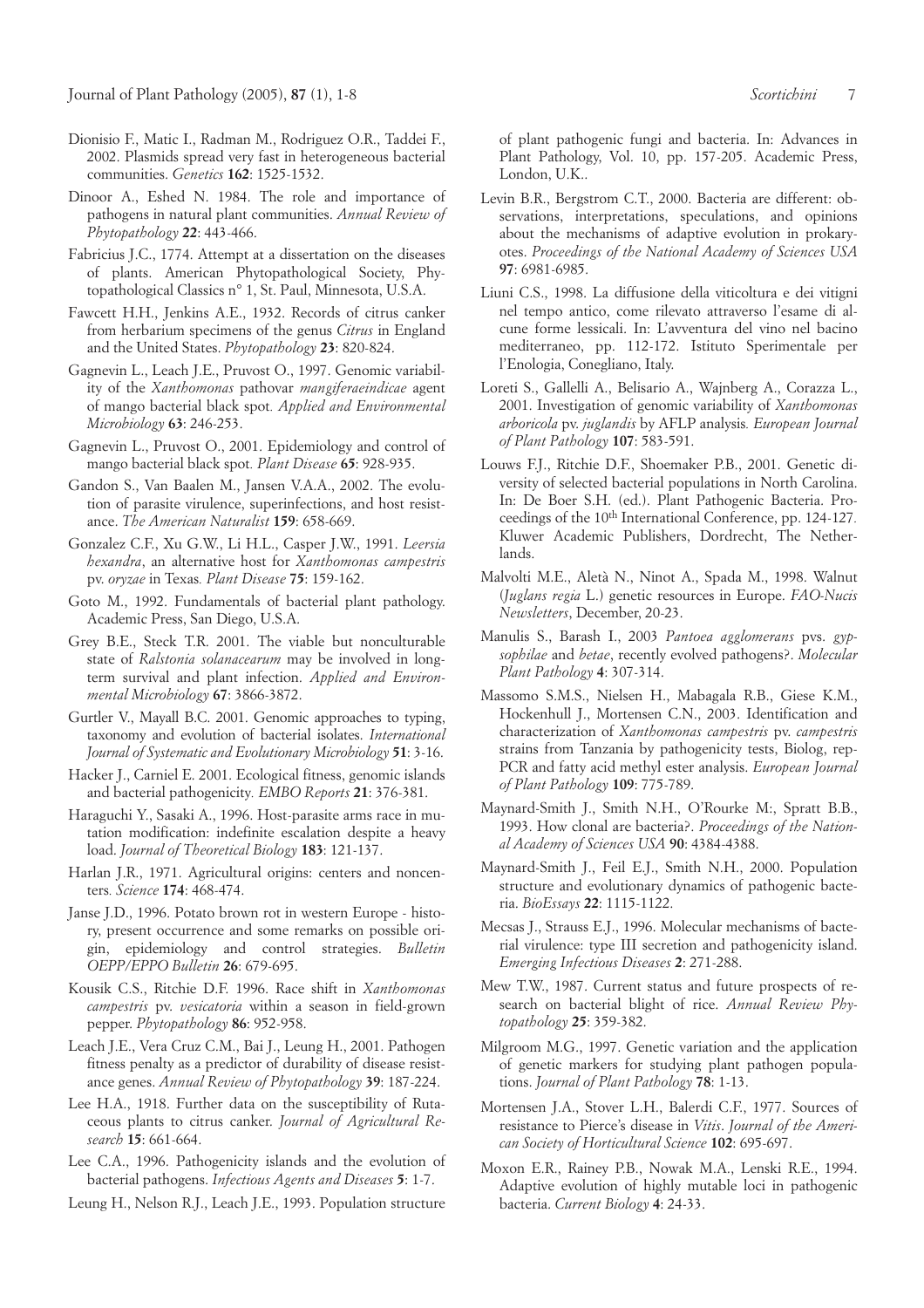Dionisio F., Matic I., Radman M., Rodriguez O.R., Taddei F., 2002. Plasmids spread very fast in heterogeneous bacterial communities. *Genetics* **162**: 1525-1532.

Dinoor A., Eshed N. 1984. The role and importance of pathogens in natural plant communities. *Annual Review of Phytopathology* **22**: 443-466.

Fabricius J.C., 1774. Attempt at a dissertation on the diseases of plants. American Phytopathological Society, Phytopathological Classics n° 1, St. Paul, Minnesota, U.S.A.

Fawcett H.H., Jenkins A.E., 1932. Records of citrus canker from herbarium specimens of the genus *Citrus* in England and the United States. *Phytopathology* **23**: 820-824.

Gagnevin L., Leach J.E., Pruvost O., 1997. Genomic variability of the *Xanthomonas* pathovar *mangiferaeindicae* agent of mango bacterial black spot. *Applied and Environmental Microbiology* **63**: 246-253.

Gagnevin L., Pruvost O., 2001. Epidemiology and control of mango bacterial black spot. *Plant Disease* **65**: 928-935.

Gandon S., Van Baalen M., Jansen V.A.A., 2002. The evolution of parasite virulence, superinfections, and host resistance. *The American Naturalist* **159**: 658-669.

Gonzalez C.F., Xu G.W., Li H.L., Casper J.W., 1991. *Leersia hexandra*, an alternative host for *Xanthomonas campestris* pv. *oryzae* in Texas. *Plant Disease* **75**: 159-162.

Goto M., 1992. Fundamentals of bacterial plant pathology. Academic Press, San Diego, U.S.A.

Grey B.E., Steck T.R. 2001. The viable but nonculturable state of *Ralstonia solanacearum* may be involved in long-term survival and plant infection. *Applied and Environmental Microbiology* **67**: 3866-3872.

Gurtler V., Mayall B.C. 2001. Genomic approaches to typing, taxonomy and evolution of bacterial isolates. *International Journal of Systematic and Evolutionary Microbiology* **51**: 3-16.

Hacker J., Carniel E. 2001. Ecological fitness, genomic islands and bacterial pathogenicity. *EMBO Reports* **21**: 376-381.

Haraguchi Y., Sasaki A., 1996. Host-parasite arms race in mutation modification: indefinite escalation despite a heavy load. *Journal of Theoretical Biology* **183**: 121-137.

Harlan J.R., 1971. Agricultural origins: centers and noncenters. *Science* **174**: 468-474.

Janse J.D., 1996. Potato brown rot in western Europe - history, present occurrence and some remarks on possible origin, epidemiology and control strategies. *Bulletin OEPP/EPPO Bulletin* **26**: 679-695.

Kousik C.S., Ritchie D.F. 1996. Race shift in *Xanthomonas campestris* pv. *vesicatoria* within a season in field-grown pepper. *Phytopathology* **86**: 952-958.

Leach J.E., Vera Cruz C.M., Bai J., Leung H., 2001. Pathogen fitness penalty as a predictor of durability of disease resistance genes. *Annual Review of Phytopathology* **39**: 187-224.

Lee H.A., 1918. Further data on the susceptibility of Rutaceous plants to citrus canker. *Journal of Agricultural Research* **15**: 661-664.

Lee C.A., 1996. Pathogenicity islands and the evolution of bacterial pathogens. *Infectious Agents and Diseases* **5**: 1-7.

Leung H., Nelson R.J., Leach J.E., 1993. Population structure of plant pathogenic fungi and bacteria. In: Advances in Plant Pathology, Vol. 10, pp. 157-205. Academic Press, London, U.K..

Levin B.R., Bergstrom C.T., 2000. Bacteria are different: observations, interpretations, speculations, and opinions about the mechanisms of adaptive evolution in prokaryotes. *Proceedings of the National Academy of Sciences USA* **97**: 6981-6985.

Liuni C.S., 1998. La diffusione della viticoltura e dei vitigni nel tempo antico, come rilevato attraverso l'esame di alcune forme lessicali. In: L'avventura del vino nel bacino mediterraneo, pp. 112-172. Istituto Sperimentale per l'Enologia, Conegliano, Italy.

Loreti S., Gallelli A., Belisario A., Wajnberg A., Corazza L., 2001. Investigation of genomic variability of *Xanthomonas arboricola* pv. *juglandis* by AFLP analysis. *European Journal of Plant Pathology* **107**: 583-591.

Louws F.J., Ritchie D.F., Shoemaker P.B., 2001. Genetic diversity of selected bacterial populations in North Carolina. In: De Boer S.H. (ed.). Plant Pathogenic Bacteria. Proceedings of the 10th International Conference, pp. 124-127. Kluwer Academic Publishers, Dordrecht, The Netherlands.

Malvolti M.E., Aletà N., Ninot A., Spada M., 1998. Walnut (*Juglans regia* L.) genetic resources in Europe. *FAO-Nucis Newsletters*, December, 20-23.

Manulis S., Barash I., 2003 *Pantoea agglomerans* pvs. *gypsophilae* and *betae*, recently evolved pathogens?. *Molecular Plant Pathology* **4**: 307-314.

Massomo S.M.S., Nielsen H., Mabagala R.B., Giese K.M., Hockenhull J., Mortensen C.N., 2003. Identification and characterization of *Xanthomonas campestris* pv. *campestris* strains from Tanzania by pathogenicity tests, Biolog, rep-PCR and fatty acid methyl ester analysis. *European Journal of Plant Pathology* **109**: 775-789.

Maynard-Smith J., Smith N.H., O'Rourke M:, Spratt B.B., 1993. How clonal are bacteria?. *Proceedings of the National Academy of Sciences USA* **90**: 4384-4388.

Maynard-Smith J., Feil E.J., Smith N.H., 2000. Population structure and evolutionary dynamics of pathogenic bacteria. *BioEssays* **22**: 1115-1122.

Mecsas J., Strauss E.J., 1996. Molecular mechanisms of bacterial virulence: type III secretion and pathogenicity island. *Emerging Infectious Diseases* **2**: 271-288.

Mew T.W., 1987. Current status and future prospects of research on bacterial blight of rice. *Annual Review Phytopathology* **25**: 359-382.

Milgroom M.G., 1997. Genetic variation and the application of genetic markers for studying plant pathogen populations. *Journal of Plant Pathology* **78**: 1-13.

Mortensen J.A., Stover L.H., Balerdi C.F., 1977. Sources of resistance to Pierce's disease in *Vitis*. *Journal of the American Society of Horticultural Science* **102**: 695-697.

Moxon E.R., Rainey P.B., Nowak M.A., Lenski R.E., 1994. Adaptive evolution of highly mutable loci in pathogenic bacteria. *Current Biology* **4**: 24-33.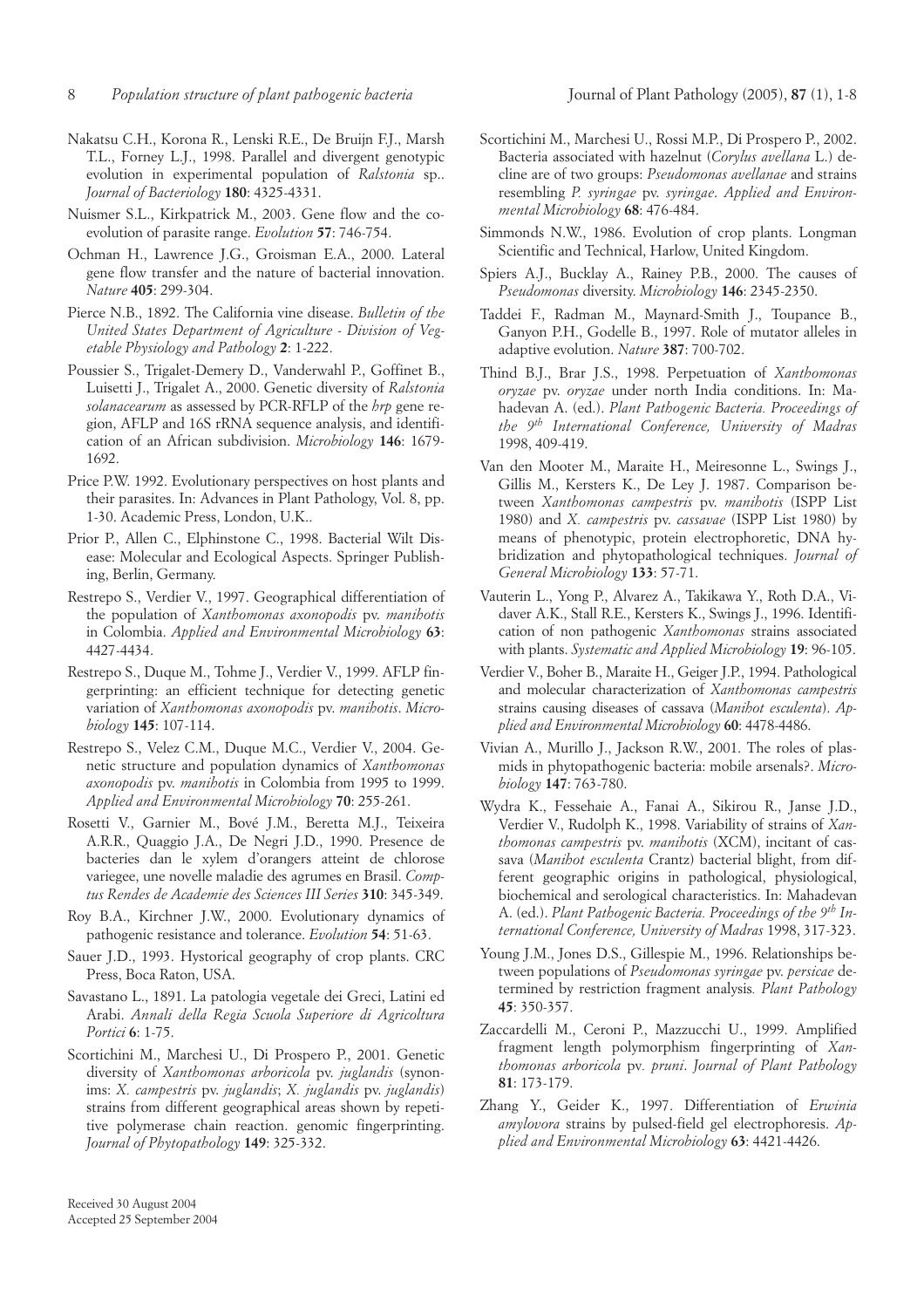Nakatsu C.H., Korona R., Lenski R.E., De Bruijn F.J., Marsh T.L., Forney L.J., 1998. Parallel and divergent genotypic evolution in experimental population of *Ralstonia* sp.. *Journal of Bacteriology* **180**: 4325-4331.

Nuismer S.L., Kirkpatrick M., 2003. Gene flow and the coevolution of parasite range. *Evolution* **57**: 746-754.

Ochman H., Lawrence J.G., Groisman E.A., 2000. Lateral gene flow transfer and the nature of bacterial innovation. *Nature* **405**: 299-304.

Pierce N.B., 1892. The California vine disease. *Bulletin of the United States Department of Agriculture - Division of Vegetable Physiology and Pathology* **2**: 1-222.

Poussier S., Trigalet-Demery D., Vanderwahl P., Goffinet B., Luisetti J., Trigalet A., 2000. Genetic diversity of *Ralstonia solanacearum* as assessed by PCR-RFLP of the *hrp* gene region, AFLP and 16S rRNA sequence analysis, and identification of an African subdivision. *Microbiology* **146**: 1679-1692.

Price P.W. 1992. Evolutionary perspectives on host plants and their parasites. In: Advances in Plant Pathology, Vol. 8, pp. 1-30. Academic Press, London, U.K..

Prior P., Allen C., Elphinstone C., 1998. Bacterial Wilt Disease: Molecular and Ecological Aspects. Springer Publishing, Berlin, Germany.

Restrepo S., Verdier V., 1997. Geographical differentiation of the population of *Xanthomonas axonopodis* pv. *manihotis* in Colombia. *Applied and Environmental Microbiology* **63**: 4427-4434.

Restrepo S., Duque M., Tohme J., Verdier V., 1999. AFLP fingerprinting: an efficient technique for detecting genetic variation of *Xanthomonas axonopodis* pv. *manihotis*. *Microbiology* **145**: 107-114.

Restrepo S., Velez C.M., Duque M.C., Verdier V., 2004. Genetic structure and population dynamics of *Xanthomonas axonopodis* pv. *manihotis* in Colombia from 1995 to 1999. *Applied and Environmental Microbiology* **70**: 255-261.

Rosetti V., Garnier M., Bové J.M., Beretta M.J., Teixeira A.R.R., Quaggio J.A., De Negri J.D., 1990. Presence de bacteries dan le xylem d'orangers atteint de chlorose variegee, une novelle maladie des agrumes en Brasil. *Comptus Rendes de Academie des Sciences III Series* **310**: 345-349.

Roy B.A., Kirchner J.W., 2000. Evolutionary dynamics of pathogenic resistance and tolerance. *Evolution* **54**: 51-63.

Sauer J.D., 1993. Hystorical geography of crop plants. CRC Press, Boca Raton, USA.

Savastano L., 1891. La patologia vegetale dei Greci, Latini ed Arabi. *Annali della Regia Scuola Superiore di Agricoltura Portici* **6**: 1-75.

Scortichini M., Marchesi U., Di Prospero P., 2001. Genetic diversity of *Xanthomonas arboricola* pv. *juglandis* (synonims: *X. campestris* pv. *juglandis*; *X. juglandis* pv. *juglandis*) strains from different geographical areas shown by repetitive polymerase chain reaction. genomic fingerprinting. *Journal of Phytopathology* **149**: 325-332.

Scortichini M., Marchesi U., Rossi M.P., Di Prospero P., 2002. Bacteria associated with hazelnut (*Corylus avellana* L.) decline are of two groups: *Pseudomonas avellanae* and strains resembling *P. syringae* pv. *syringae*. *Applied and Environmental Microbiology* **68**: 476-484.

Simmonds N.W., 1986. Evolution of crop plants. Longman Scientific and Technical, Harlow, United Kingdom.

Spiers A.J., Bucklay A., Rainey P.B., 2000. The causes of *Pseudomonas* diversity. *Microbiology* **146**: 2345-2350.

Taddei F., Radman M., Maynard-Smith J., Toupance B., Ganyon P.H., Godelle B., 1997. Role of mutator alleles in adaptive evolution. *Nature* **387**: 700-702.

Thind B.J., Brar J.S., 1998. Perpetuation of *Xanthomonas oryzae* pv. *oryzae* under north India conditions. In: Mahadevan A. (ed.). *Plant Pathogenic Bacteria. Proceedings of the 9th International Conference, University of Madras* 1998, 409-419.

Van den Mooter M., Maraite H., Meiresonne L., Swings J., Gillis M., Kersters K., De Ley J. 1987. Comparison between *Xanthomonas campestris* pv. *manihotis* (ISPP List 1980) and *X. campestris* pv. *cassavae* (ISPP List 1980) by means of phenotypic, protein electrophoretic, DNA hybridization and phytopathological techniques. *Journal of General Microbiology* **133**: 57-71.

Vauterin L., Yong P., Alvarez A., Takikawa Y., Roth D.A., Vidaver A.K., Stall R.E., Kersters K., Swings J., 1996. Identification of non pathogenic *Xanthomonas* strains associated with plants. *Systematic and Applied Microbiology* **19**: 96-105.

Verdier V., Boher B., Maraite H., Geiger J.P., 1994. Pathological and molecular characterization of *Xanthomonas campestris* strains causing diseases of cassava (*Manihot esculenta*). *Applied and Environmental Microbiology* **60**: 4478-4486.

Vivian A., Murillo J., Jackson R.W., 2001. The roles of plasmids in phytopathogenic bacteria: mobile arsenals?. *Microbiology* **147**: 763-780.

Wydra K., Fessehaie A., Fanai A., Sikirou R., Janse J.D., Verdier V., Rudolph K., 1998. Variability of strains of *Xanthomonas campestris* pv. *manihotis* (XCM), incitant of cassava (*Manihot esculenta* Crantz) bacterial blight, from different geographic origins in pathological, physiological, biochemical and serological characteristics. In: Mahadevan A. (ed.). *Plant Pathogenic Bacteria. Proceedings of the 9th International Conference, University of Madras* 1998, 317-323.

Young J.M., Jones D.S., Gillespie M., 1996. Relationships between populations of *Pseudomonas syringae* pv. *persicae* determined by restriction fragment analysis. *Plant Pathology* **45**: 350-357.

Zaccardelli M., Ceroni P., Mazzucchi U., 1999. Amplified fragment length polymorphism fingerprinting of *Xanthomonas arboricola* pv. *pruni*. *Journal of Plant Pathology* **81**: 173-179.

Zhang Y., Geider K., 1997. Differentiation of *Erwinia amylovora* strains by pulsed-field gel electrophoresis. *Applied and Environmental Microbiology* **63**: 4421-4426.

Received 30 August 2004
Accepted 25 September 2004